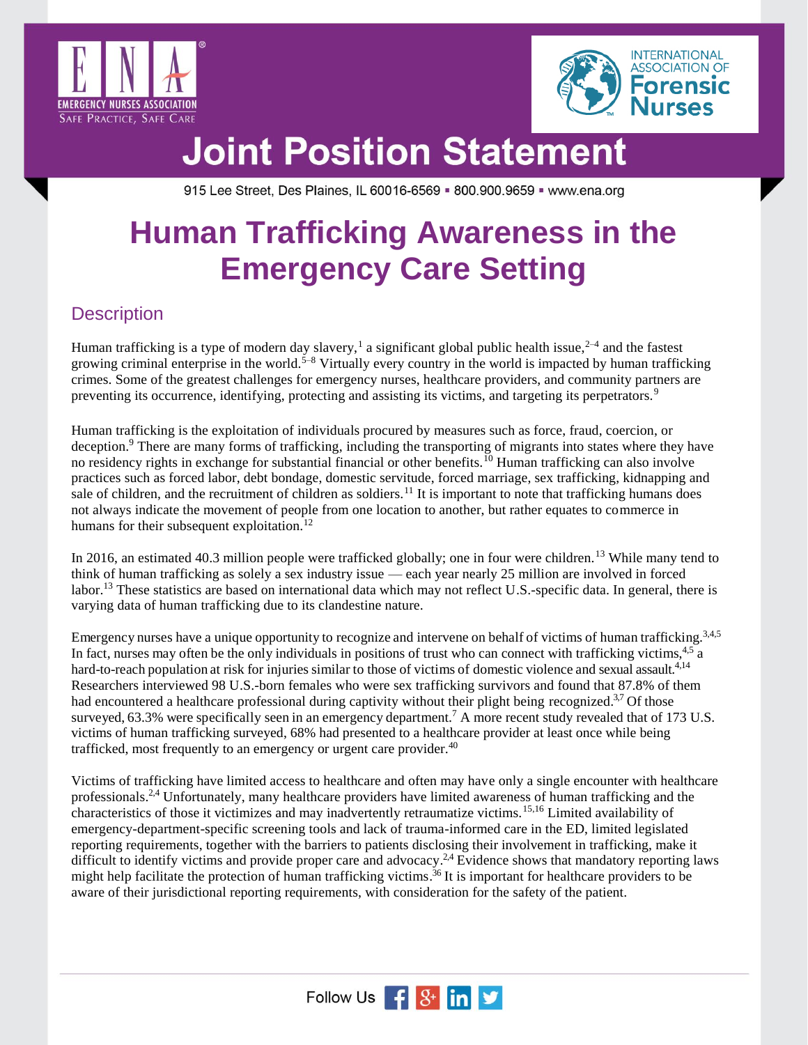# Joint Position Statement

915 Lee Street, Des Plaines, IL 60016-6569 ▪ 800.900.9659 ▪ www.ena.org

# Human Trafficking Awareness in the Emergency Care Setting

## Description

Human trafficking is a type of modern day slavery,[1] a significant global public health issue,[2–4] and the fastest growing criminal enterprise in the world.[5–8] Virtually every country in the world is impacted by human trafficking crimes. Some of the greatest challenges for emergency nurses, healthcare providers, and community partners are preventing its occurrence, identifying, protecting and assisting its victims, and targeting its perpetrators.[9]

Human trafficking is the exploitation of individuals procured by measures such as force, fraud, coercion, or deception.[9] There are many forms of trafficking, including the transporting of migrants into states where they have no residency rights in exchange for substantial financial or other benefits.[10] Human trafficking can also involve practices such as forced labor, debt bondage, domestic servitude, forced marriage, sex trafficking, kidnapping and sale of children, and the recruitment of children as soldiers.[11] It is important to note that trafficking humans does not always indicate the movement of people from one location to another, but rather equates to commerce in humans for their subsequent exploitation.[12]

In 2016, an estimated 40.3 million people were trafficked globally; one in four were children.[13] While many tend to think of human trafficking as solely a sex industry issue — each year nearly 25 million are involved in forced labor.[13] These statistics are based on international data which may not reflect U.S.-specific data. In general, there is varying data of human trafficking due to its clandestine nature.

Emergency nurses have a unique opportunity to recognize and intervene on behalf of victims of human trafficking.[3,4,5] In fact, nurses may often be the only individuals in positions of trust who can connect with trafficking victims,[4,5] a hard-to-reach population at risk for injuries similar to those of victims of domestic violence and sexual assault.[4,14] Researchers interviewed 98 U.S.-born females who were sex trafficking survivors and found that 87.8% of them had encountered a healthcare professional during captivity without their plight being recognized.[3,7] Of those surveyed, 63.3% were specifically seen in an emergency department.[7] A more recent study revealed that of 173 U.S. victims of human trafficking surveyed, 68% had presented to a healthcare provider at least once while being trafficked, most frequently to an emergency or urgent care provider.[40]

Victims of trafficking have limited access to healthcare and often may have only a single encounter with healthcare professionals.[2,4] Unfortunately, many healthcare providers have limited awareness of human trafficking and the characteristics of those it victimizes and may inadvertently retraumatize victims.[15,16] Limited availability of emergency-department-specific screening tools and lack of trauma-informed care in the ED, limited legislated reporting requirements, together with the barriers to patients disclosing their involvement in trafficking, make it difficult to identify victims and provide proper care and advocacy.[2,4] Evidence shows that mandatory reporting laws might help facilitate the protection of human trafficking victims.[36] It is important for healthcare providers to be aware of their jurisdictional reporting requirements, with consideration for the safety of the patient.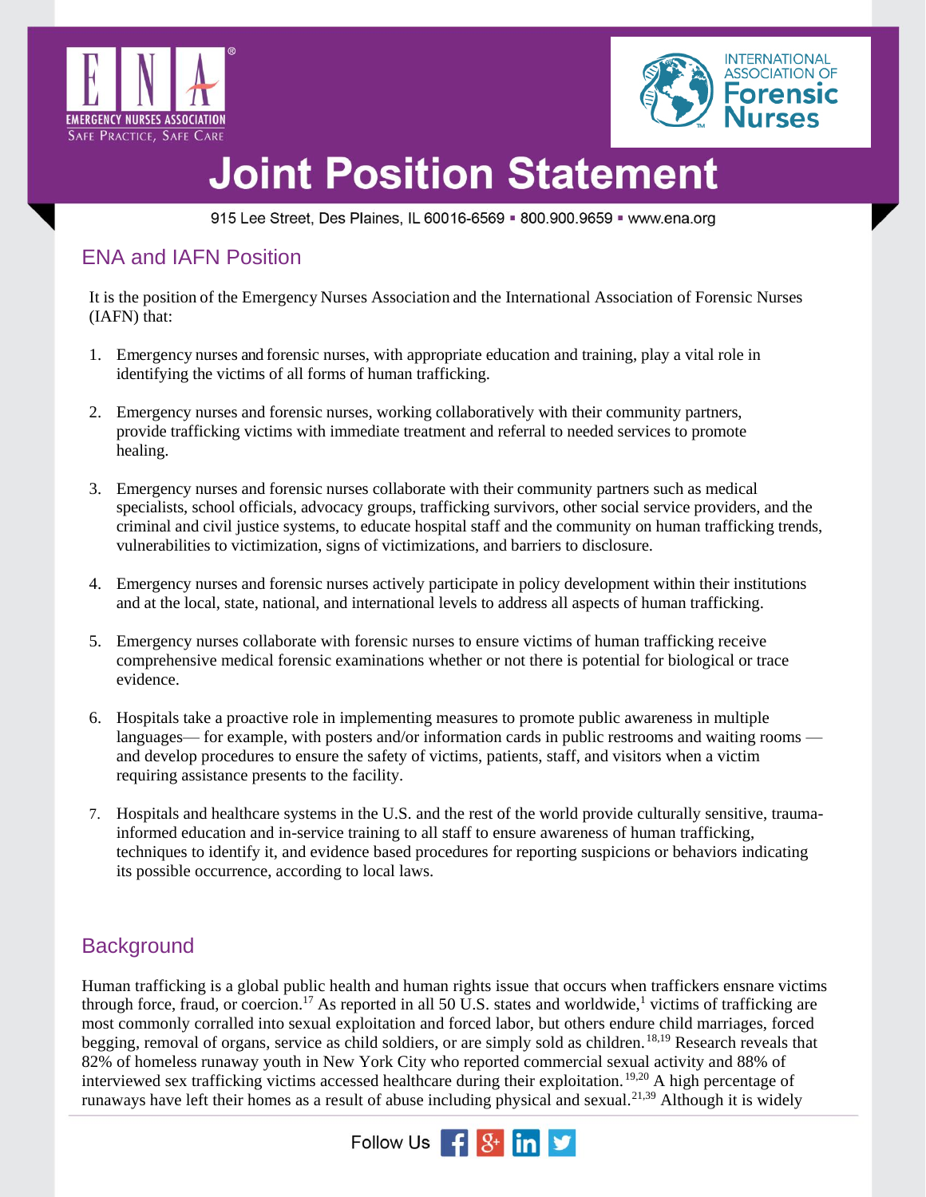# Joint Position Statement

## ENA and IAFN Position

It is the position of the Emergency Nurses Association and the International Association of Forensic Nurses (IAFN) that:

1. Emergency nurses and forensic nurses, with appropriate education and training, play a vital role in identifying the victims of all forms of human trafficking.

2. Emergency nurses and forensic nurses, working collaboratively with their community partners, provide trafficking victims with immediate treatment and referral to needed services to promote healing.

3. Emergency nurses and forensic nurses collaborate with their community partners such as medical specialists, school officials, advocacy groups, trafficking survivors, other social service providers, and the criminal and civil justice systems, to educate hospital staff and the community on human trafficking trends, vulnerabilities to victimization, signs of victimizations, and barriers to disclosure.

4. Emergency nurses and forensic nurses actively participate in policy development within their institutions and at the local, state, national, and international levels to address all aspects of human trafficking.

5. Emergency nurses collaborate with forensic nurses to ensure victims of human trafficking receive comprehensive medical forensic examinations whether or not there is potential for biological or trace evidence.

6. Hospitals take a proactive role in implementing measures to promote public awareness in multiple languages— for example, with posters and/or information cards in public restrooms and waiting rooms — and develop procedures to ensure the safety of victims, patients, staff, and visitors when a victim requiring assistance presents to the facility.

7. Hospitals and healthcare systems in the U.S. and the rest of the world provide culturally sensitive, trauma-informed education and in-service training to all staff to ensure awareness of human trafficking, techniques to identify it, and evidence based procedures for reporting suspicions or behaviors indicating its possible occurrence, according to local laws.

## Background

Human trafficking is a global public health and human rights issue that occurs when traffickers ensnare victims through force, fraud, or coercion.[17] As reported in all 50 U.S. states and worldwide,[1] victims of trafficking are most commonly corralled into sexual exploitation and forced labor, but others endure child marriages, forced begging, removal of organs, service as child soldiers, or are simply sold as children.[18,19] Research reveals that 82% of homeless runaway youth in New York City who reported commercial sexual activity and 88% of interviewed sex trafficking victims accessed healthcare during their exploitation.[19,20] A high percentage of runaways have left their homes as a result of abuse including physical and sexual.[21,39] Although it is widely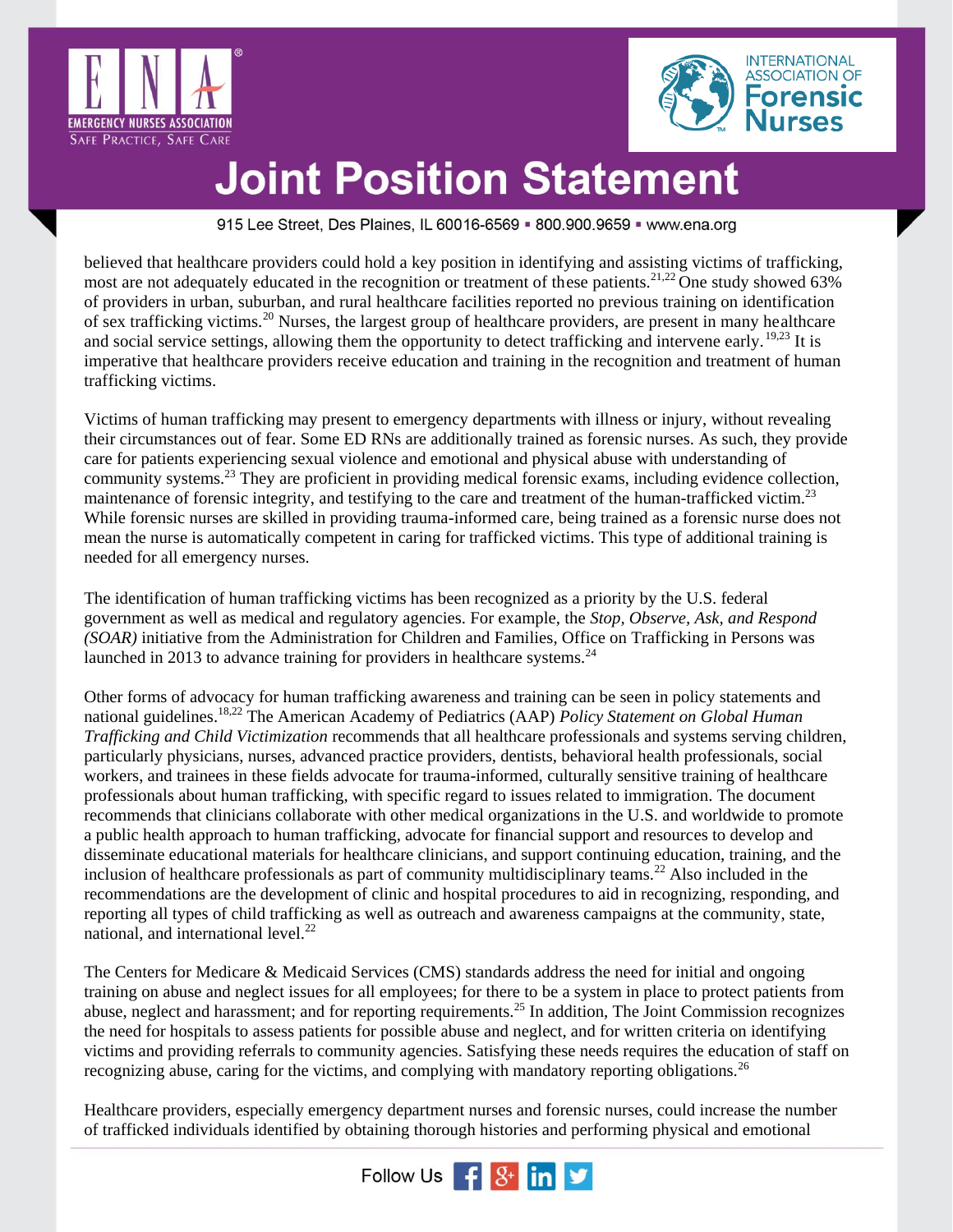believed that healthcare providers could hold a key position in identifying and assisting victims of trafficking, most are not adequately educated in the recognition or treatment of these patients.[21,22] One study showed 63% of providers in urban, suburban, and rural healthcare facilities reported no previous training on identification of sex trafficking victims.[20] Nurses, the largest group of healthcare providers, are present in many healthcare and social service settings, allowing them the opportunity to detect trafficking and intervene early.[19,23] It is imperative that healthcare providers receive education and training in the recognition and treatment of human trafficking victims.

Victims of human trafficking may present to emergency departments with illness or injury, without revealing their circumstances out of fear. Some ED RNs are additionally trained as forensic nurses. As such, they provide care for patients experiencing sexual violence and emotional and physical abuse with understanding of community systems.[23] They are proficient in providing medical forensic exams, including evidence collection, maintenance of forensic integrity, and testifying to the care and treatment of the human-trafficked victim.[23] While forensic nurses are skilled in providing trauma-informed care, being trained as a forensic nurse does not mean the nurse is automatically competent in caring for trafficked victims. This type of additional training is needed for all emergency nurses.

The identification of human trafficking victims has been recognized as a priority by the U.S. federal government as well as medical and regulatory agencies. For example, the *Stop, Observe, Ask, and Respond (SOAR)* initiative from the Administration for Children and Families, Office on Trafficking in Persons was launched in 2013 to advance training for providers in healthcare systems.[24]

Other forms of advocacy for human trafficking awareness and training can be seen in policy statements and national guidelines.[18,22] The American Academy of Pediatrics (AAP) *Policy Statement on Global Human Trafficking and Child Victimization* recommends that all healthcare professionals and systems serving children, particularly physicians, nurses, advanced practice providers, dentists, behavioral health professionals, social workers, and trainees in these fields advocate for trauma-informed, culturally sensitive training of healthcare professionals about human trafficking, with specific regard to issues related to immigration. The document recommends that clinicians collaborate with other medical organizations in the U.S. and worldwide to promote a public health approach to human trafficking, advocate for financial support and resources to develop and disseminate educational materials for healthcare clinicians, and support continuing education, training, and the inclusion of healthcare professionals as part of community multidisciplinary teams.[22] Also included in the recommendations are the development of clinic and hospital procedures to aid in recognizing, responding, and reporting all types of child trafficking as well as outreach and awareness campaigns at the community, state, national, and international level.[22]

The Centers for Medicare & Medicaid Services (CMS) standards address the need for initial and ongoing training on abuse and neglect issues for all employees; for there to be a system in place to protect patients from abuse, neglect and harassment; and for reporting requirements.[25] In addition, The Joint Commission recognizes the need for hospitals to assess patients for possible abuse and neglect, and for written criteria on identifying victims and providing referrals to community agencies. Satisfying these needs requires the education of staff on recognizing abuse, caring for the victims, and complying with mandatory reporting obligations.[26]

Healthcare providers, especially emergency department nurses and forensic nurses, could increase the number of trafficked individuals identified by obtaining thorough histories and performing physical and emotional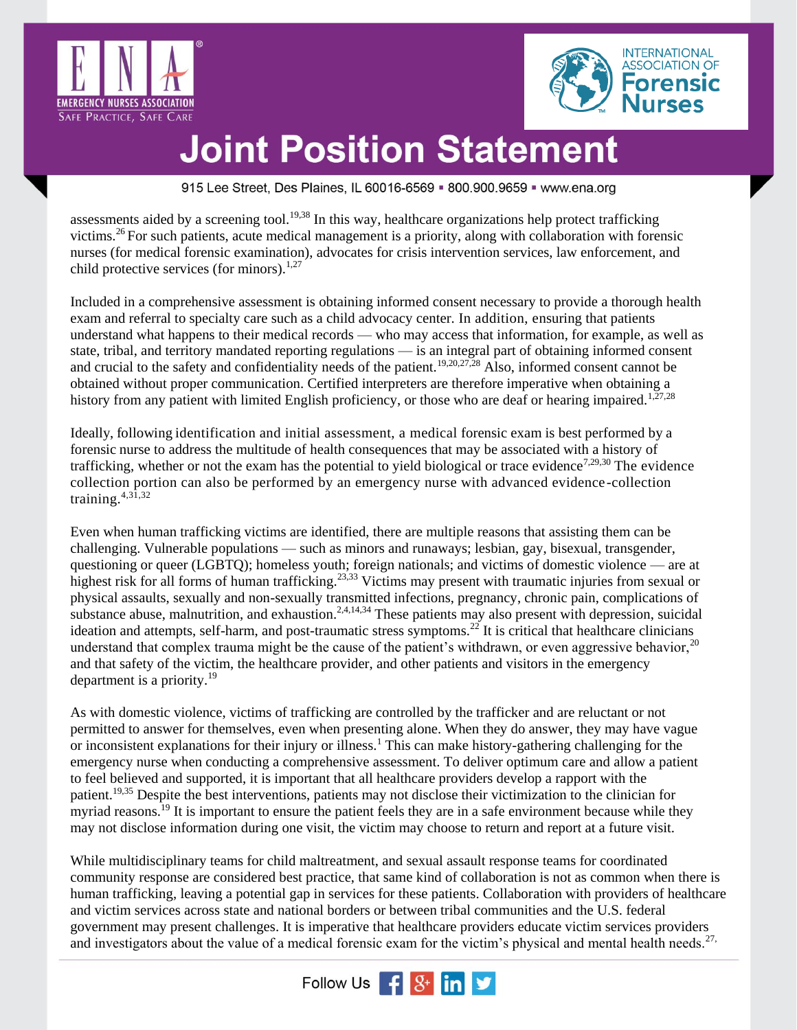assessments aided by a screening tool.[19,38] In this way, healthcare organizations help protect trafficking victims.[26] For such patients, acute medical management is a priority, along with collaboration with forensic nurses (for medical forensic examination), advocates for crisis intervention services, law enforcement, and child protective services (for minors).[1,27]

Included in a comprehensive assessment is obtaining informed consent necessary to provide a thorough health exam and referral to specialty care such as a child advocacy center. In addition, ensuring that patients understand what happens to their medical records — who may access that information, for example, as well as state, tribal, and territory mandated reporting regulations — is an integral part of obtaining informed consent and crucial to the safety and confidentiality needs of the patient.[19,20,27,28] Also, informed consent cannot be obtained without proper communication. Certified interpreters are therefore imperative when obtaining a history from any patient with limited English proficiency, or those who are deaf or hearing impaired.[1,27,28]

Ideally, following identification and initial assessment, a medical forensic exam is best performed by a forensic nurse to address the multitude of health consequences that may be associated with a history of trafficking, whether or not the exam has the potential to yield biological or trace evidence[7,29,30] The evidence collection portion can also be performed by an emergency nurse with advanced evidence-collection training.[4,31,32]

Even when human trafficking victims are identified, there are multiple reasons that assisting them can be challenging. Vulnerable populations — such as minors and runaways; lesbian, gay, bisexual, transgender, questioning or queer (LGBTQ); homeless youth; foreign nationals; and victims of domestic violence — are at highest risk for all forms of human trafficking.[23,33] Victims may present with traumatic injuries from sexual or physical assaults, sexually and non-sexually transmitted infections, pregnancy, chronic pain, complications of substance abuse, malnutrition, and exhaustion.[2,4,14,34] These patients may also present with depression, suicidal ideation and attempts, self-harm, and post-traumatic stress symptoms.[22] It is critical that healthcare clinicians understand that complex trauma might be the cause of the patient's withdrawn, or even aggressive behavior,[20] and that safety of the victim, the healthcare provider, and other patients and visitors in the emergency department is a priority.[19]

As with domestic violence, victims of trafficking are controlled by the trafficker and are reluctant or not permitted to answer for themselves, even when presenting alone. When they do answer, they may have vague or inconsistent explanations for their injury or illness.[1] This can make history-gathering challenging for the emergency nurse when conducting a comprehensive assessment. To deliver optimum care and allow a patient to feel believed and supported, it is important that all healthcare providers develop a rapport with the patient.[19,35] Despite the best interventions, patients may not disclose their victimization to the clinician for myriad reasons.[19] It is important to ensure the patient feels they are in a safe environment because while they may not disclose information during one visit, the victim may choose to return and report at a future visit.

While multidisciplinary teams for child maltreatment, and sexual assault response teams for coordinated community response are considered best practice, that same kind of collaboration is not as common when there is human trafficking, leaving a potential gap in services for these patients. Collaboration with providers of healthcare and victim services across state and national borders or between tribal communities and the U.S. federal government may present challenges. It is imperative that healthcare providers educate victim services providers and investigators about the value of a medical forensic exam for the victim's physical and mental health needs.[27,]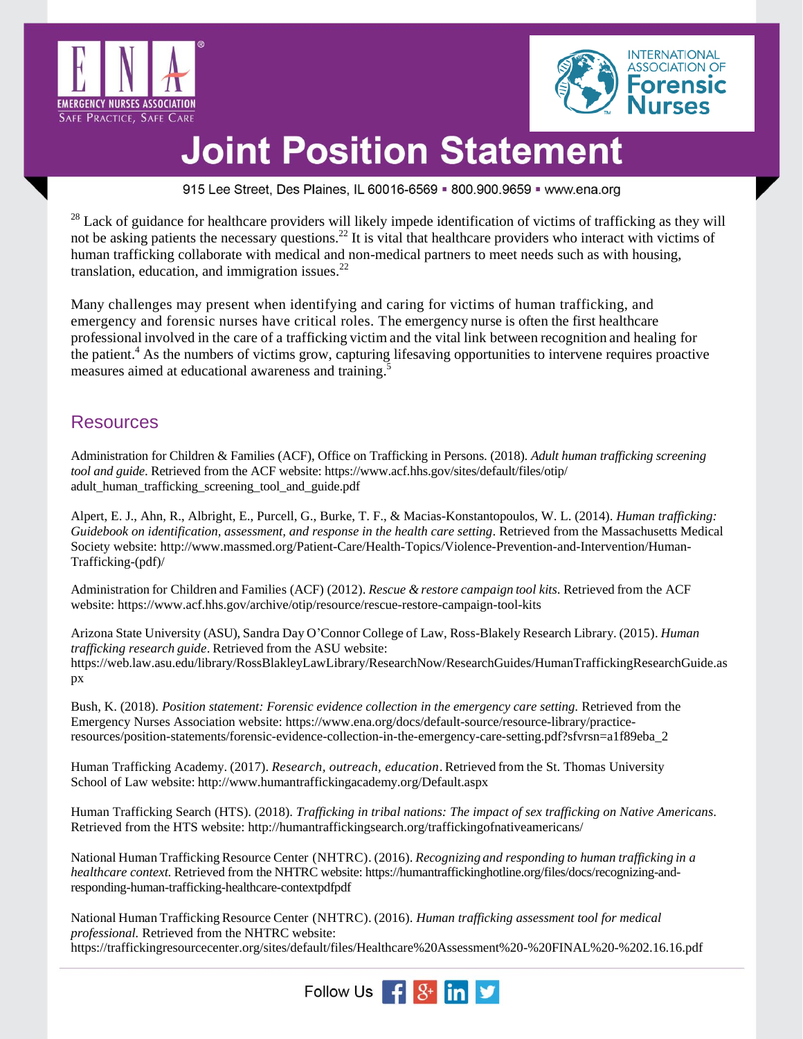[28] Lack of guidance for healthcare providers will likely impede identification of victims of trafficking as they will not be asking patients the necessary questions.[22] It is vital that healthcare providers who interact with victims of human trafficking collaborate with medical and non-medical partners to meet needs such as with housing, translation, education, and immigration issues.[22]

Many challenges may present when identifying and caring for victims of human trafficking, and emergency and forensic nurses have critical roles. The emergency nurse is often the first healthcare professional involved in the care of a trafficking victim and the vital link between recognition and healing for the patient.[4] As the numbers of victims grow, capturing lifesaving opportunities to intervene requires proactive measures aimed at educational awareness and training.[5]

## Resources

Administration for Children & Families (ACF), Office on Trafficking in Persons. (2018). *Adult human trafficking screening tool and guide*. Retrieved from the ACF website: https://www.acf.hhs.gov/sites/default/files/otip/adult_human_trafficking_screening_tool_and_guide.pdf

Alpert, E. J., Ahn, R., Albright, E., Purcell, G., Burke, T. F., & Macias-Konstantopoulos, W. L. (2014). *Human trafficking: Guidebook on identification, assessment, and response in the health care setting*. Retrieved from the Massachusetts Medical Society website: http://www.massmed.org/Patient-Care/Health-Topics/Violence-Prevention-and-Intervention/Human-Trafficking-(pdf)/

Administration for Children and Families (ACF) (2012). *Rescue & restore campaign tool kits*. Retrieved from the ACF website: https://www.acf.hhs.gov/archive/otip/resource/rescue-restore-campaign-tool-kits

Arizona State University (ASU), Sandra Day O'Connor College of Law, Ross-Blakely Research Library. (2015). *Human trafficking research guide*. Retrieved from the ASU website: https://web.law.asu.edu/library/RossBlakleyLawLibrary/ResearchNow/ResearchGuides/HumanTraffickingResearchGuide.aspx

Bush, K. (2018). *Position statement: Forensic evidence collection in the emergency care setting.* Retrieved from the Emergency Nurses Association website: https://www.ena.org/docs/default-source/resource-library/practice-resources/position-statements/forensic-evidence-collection-in-the-emergency-care-setting.pdf?sfvrsn=a1f89eba_2

Human Trafficking Academy. (2017). *Research, outreach, education*. Retrieved from the St. Thomas University School of Law website: http://www.humantraffickingacademy.org/Default.aspx

Human Trafficking Search (HTS). (2018). *Trafficking in tribal nations: The impact of sex trafficking on Native Americans.* Retrieved from the HTS website: http://humantraffickingsearch.org/traffickingofnativeamericans/

National Human Trafficking Resource Center (NHTRC). (2016). *Recognizing and responding to human trafficking in a healthcare context.* Retrieved from the NHTRC website: https://humantraffickinghotline.org/files/docs/recognizing-and-responding-human-trafficking-healthcare-contextpdfpdf

National Human Trafficking Resource Center (NHTRC). (2016). *Human trafficking assessment tool for medical professional.* Retrieved from the NHTRC website: https://traffickingresourcecenter.org/sites/default/files/Healthcare%20Assessment%20-%20FINAL%20-%202.16.16.pdf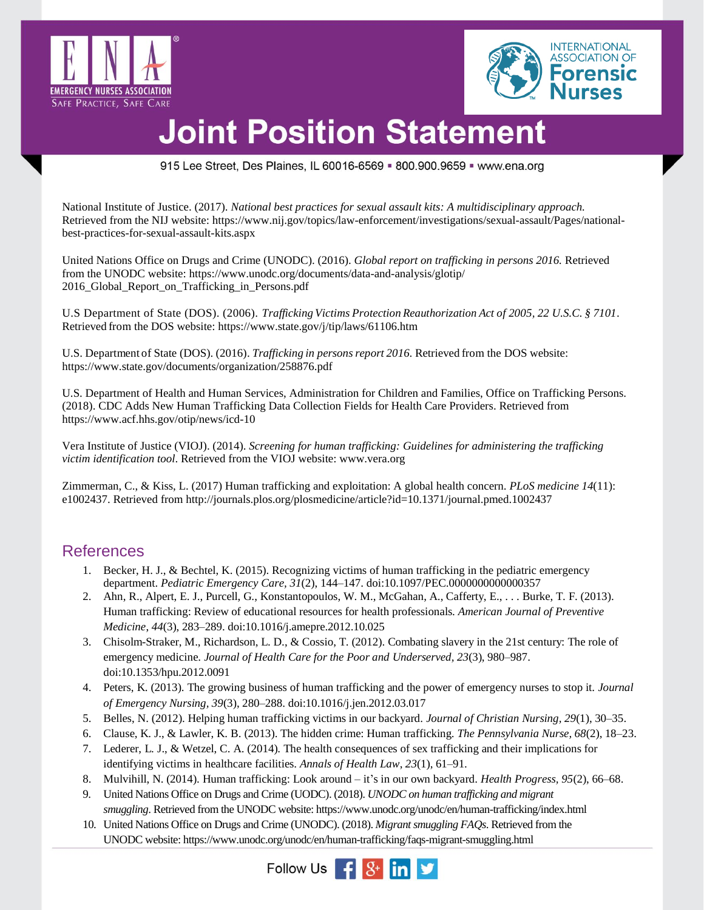National Institute of Justice. (2017). *National best practices for sexual assault kits: A multidisciplinary approach.* Retrieved from the NIJ website: https://www.nij.gov/topics/law-enforcement/investigations/sexual-assault/Pages/national-best-practices-for-sexual-assault-kits.aspx

United Nations Office on Drugs and Crime (UNODC). (2016). *Global report on trafficking in persons 2016.* Retrieved from the UNODC website: https://www.unodc.org/documents/data-and-analysis/glotip/2016_Global_Report_on_Trafficking_in_Persons.pdf

U.S Department of State (DOS). (2006). *Trafficking Victims Protection Reauthorization Act of 2005, 22 U.S.C. § 7101*. Retrieved from the DOS website: https://www.state.gov/j/tip/laws/61106.htm

U.S. Department of State (DOS). (2016). *Trafficking in persons report 2016.* Retrieved from the DOS website: https://www.state.gov/documents/organization/258876.pdf

U.S. Department of Health and Human Services, Administration for Children and Families, Office on Trafficking Persons. (2018). CDC Adds New Human Trafficking Data Collection Fields for Health Care Providers. Retrieved from https://www.acf.hhs.gov/otip/news/icd-10

Vera Institute of Justice (VIOJ). (2014). *Screening for human trafficking: Guidelines for administering the trafficking victim identification tool*. Retrieved from the VIOJ website: www.vera.org

Zimmerman, C., & Kiss, L. (2017) Human trafficking and exploitation: A global health concern. *PLoS medicine 14*(11): e1002437. Retrieved from http://journals.plos.org/plosmedicine/article?id=10.1371/journal.pmed.1002437

## References

1. Becker, H. J., & Bechtel, K. (2015). Recognizing victims of human trafficking in the pediatric emergency department. *Pediatric Emergency Care, 31*(2), 144–147. doi:10.1097/PEC.0000000000000357
2. Ahn, R., Alpert, E. J., Purcell, G., Konstantopoulos, W. M., McGahan, A., Cafferty, E., . . . Burke, T. F. (2013). Human trafficking: Review of educational resources for health professionals. *American Journal of Preventive Medicine*, *44*(3), 283–289. doi:10.1016/j.amepre.2012.10.025
3. Chisolm-Straker, M., Richardson, L. D., & Cossio, T. (2012). Combating slavery in the 21st century: The role of emergency medicine. *Journal of Health Care for the Poor and Underserved, 23*(3), 980–987. doi:10.1353/hpu.2012.0091
4. Peters, K. (2013). The growing business of human trafficking and the power of emergency nurses to stop it. *Journal of Emergency Nursing, 39*(3), 280–288. doi:10.1016/j.jen.2012.03.017
5. Belles, N. (2012). Helping human trafficking victims in our backyard. *Journal of Christian Nursing*, *29*(1), 30–35.
6. Clause, K. J., & Lawler, K. B. (2013). The hidden crime: Human trafficking. *The Pennsylvania Nurse*, *68*(2), 18–23.
7. Lederer, L. J., & Wetzel, C. A. (2014). The health consequences of sex trafficking and their implications for identifying victims in healthcare facilities. *Annals of Health Law*, *23*(1), 61–91.
8. Mulvihill, N. (2014). Human trafficking: Look around – it's in our own backyard. *Health Progress, 95*(2), 66–68.
9. United Nations Office on Drugs and Crime (UODC). (2018). *UNODC on human trafficking and migrant smuggling*. Retrieved from the UNODC website: https://www.unodc.org/unodc/en/human-trafficking/index.html
10. United Nations Office on Drugs and Crime (UNODC). (2018). *Migrant smuggling FAQs*. Retrieved from the UNODC website: https://www.unodc.org/unodc/en/human-trafficking/faqs-migrant-smuggling.html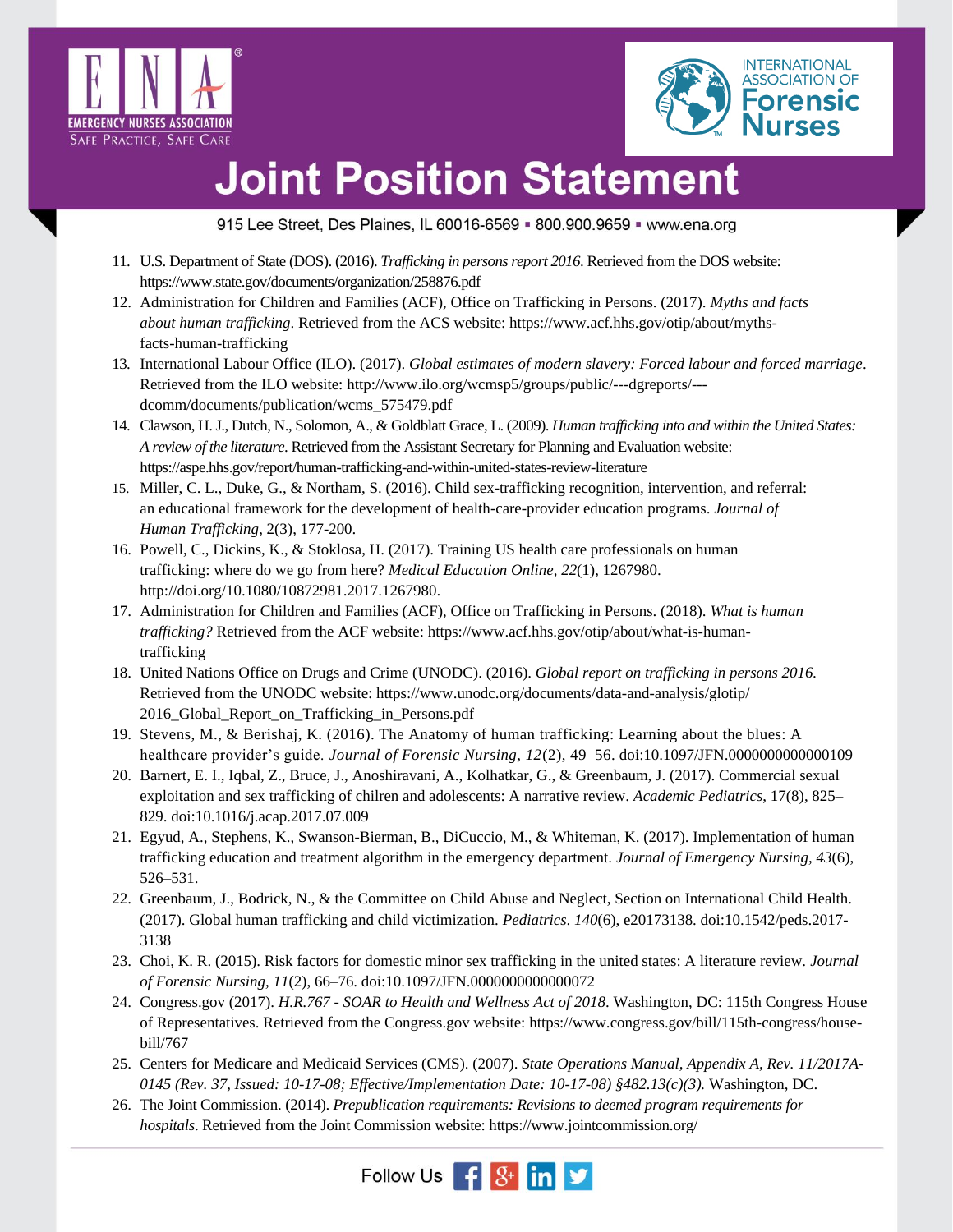11. U.S. Department of State (DOS). (2016). *Trafficking in persons report 2016*. Retrieved from the DOS website: https://www.state.gov/documents/organization/258876.pdf
12. Administration for Children and Families (ACF), Office on Trafficking in Persons. (2017). *Myths and facts about human trafficking*. Retrieved from the ACS website: https://www.acf.hhs.gov/otip/about/myths-facts-human-trafficking
13. International Labour Office (ILO). (2017). *Global estimates of modern slavery: Forced labour and forced marriage*. Retrieved from the ILO website: http://www.ilo.org/wcmsp5/groups/public/---dgreports/---dcomm/documents/publication/wcms_575479.pdf
14. Clawson, H. J., Dutch, N., Solomon, A., & Goldblatt Grace, L. (2009). *Human trafficking into and within the United States: A review of the literature*. Retrieved from the Assistant Secretary for Planning and Evaluation website: https://aspe.hhs.gov/report/human-trafficking-and-within-united-states-review-literature
15. Miller, C. L., Duke, G., & Northam, S. (2016). Child sex-trafficking recognition, intervention, and referral: an educational framework for the development of health-care-provider education programs. *Journal of Human Trafficking*, 2(3), 177-200.
16. Powell, C., Dickins, K., & Stoklosa, H. (2017). Training US health care professionals on human trafficking: where do we go from here? *Medical Education Online*, *22*(1), 1267980. http://doi.org/10.1080/10872981.2017.1267980.
17. Administration for Children and Families (ACF), Office on Trafficking in Persons. (2018). *What is human trafficking?* Retrieved from the ACF website: https://www.acf.hhs.gov/otip/about/what-is-human-trafficking
18. United Nations Office on Drugs and Crime (UNODC). (2016). *Global report on trafficking in persons 2016.* Retrieved from the UNODC website: https://www.unodc.org/documents/data-and-analysis/glotip/2016_Global_Report_on_Trafficking_in_Persons.pdf
19. Stevens, M., & Berishaj, K. (2016). The Anatomy of human trafficking: Learning about the blues: A healthcare provider's guide. *Journal of Forensic Nursing, 12*(2), 49–56. doi:10.1097/JFN.0000000000000109
20. Barnert, E. I., Iqbal, Z., Bruce, J., Anoshiravani, A., Kolhatkar, G., & Greenbaum, J. (2017). Commercial sexual exploitation and sex trafficking of chilren and adolescents: A narrative review. *Academic Pediatrics*, 17(8), 825–829. doi:10.1016/j.acap.2017.07.009
21. Egyud, A., Stephens, K., Swanson-Bierman, B., DiCuccio, M., & Whiteman, K. (2017). Implementation of human trafficking education and treatment algorithm in the emergency department. *Journal of Emergency Nursing, 43*(6), 526–531.
22. Greenbaum, J., Bodrick, N., & the Committee on Child Abuse and Neglect, Section on International Child Health. (2017). Global human trafficking and child victimization. *Pediatrics. 140*(6), e20173138. doi:10.1542/peds.2017-3138
23. Choi, K. R. (2015). Risk factors for domestic minor sex trafficking in the united states: A literature review. *Journal of Forensic Nursing, 11*(2), 66–76. doi:10.1097/JFN.0000000000000072
24. Congress.gov (2017). *H.R.767 - SOAR to Health and Wellness Act of 2018*. Washington, DC: 115th Congress House of Representatives. Retrieved from the Congress.gov website: https://www.congress.gov/bill/115th-congress/house-bill/767
25. Centers for Medicare and Medicaid Services (CMS). (2007). *State Operations Manual, Appendix A, Rev. 11/2017A-0145 (Rev. 37, Issued: 10-17-08; Effective/Implementation Date: 10-17-08) §482.13(c)(3).* Washington, DC.
26. The Joint Commission. (2014). *Prepublication requirements: Revisions to deemed program requirements for hospitals*. Retrieved from the Joint Commission website: https://www.jointcommission.org/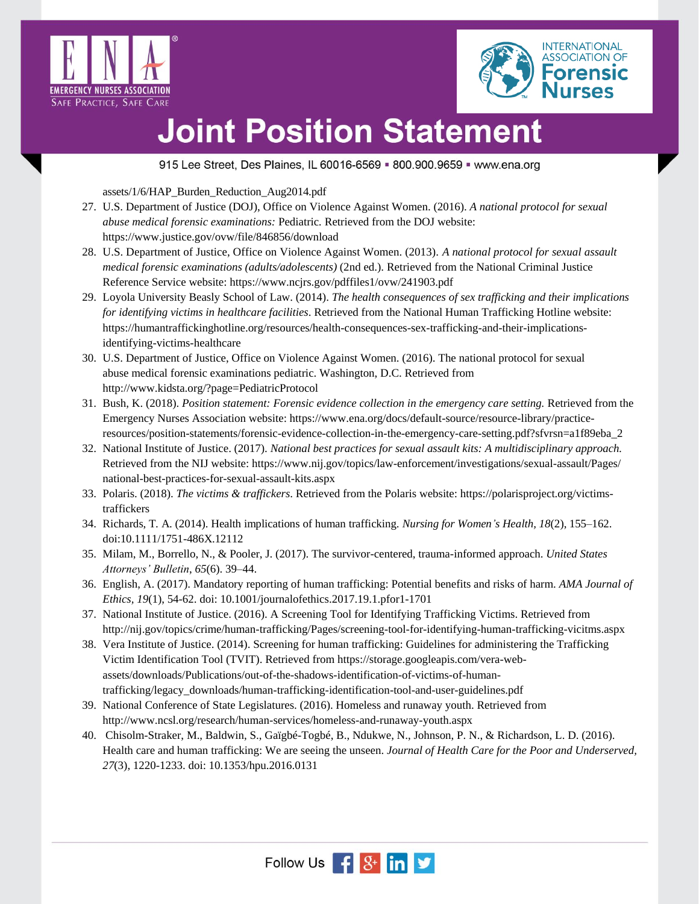assets/1/6/HAP_Burden_Reduction_Aug2014.pdf

27. U.S. Department of Justice (DOJ), Office on Violence Against Women. (2016). *A national protocol for sexual abuse medical forensic examinations:* Pediatric. Retrieved from the DOJ website: https://www.justice.gov/ovw/file/846856/download
28. U.S. Department of Justice, Office on Violence Against Women. (2013). *A national protocol for sexual assault medical forensic examinations (adults/adolescents)* (2nd ed.). Retrieved from the National Criminal Justice Reference Service website: https://www.ncjrs.gov/pdffiles1/ovw/241903.pdf
29. Loyola University Beasly School of Law. (2014). *The health consequences of sex trafficking and their implications for identifying victims in healthcare facilities*. Retrieved from the National Human Trafficking Hotline website: https://humantraffickinghotline.org/resources/health-consequences-sex-trafficking-and-their-implications-identifying-victims-healthcare
30. U.S. Department of Justice, Office on Violence Against Women. (2016). The national protocol for sexual abuse medical forensic examinations pediatric. Washington, D.C. Retrieved from http://www.kidsta.org/?page=PediatricProtocol
31. Bush, K. (2018). *Position statement: Forensic evidence collection in the emergency care setting.* Retrieved from the Emergency Nurses Association website: https://www.ena.org/docs/default-source/resource-library/practice-resources/position-statements/forensic-evidence-collection-in-the-emergency-care-setting.pdf?sfvrsn=a1f89eba_2
32. National Institute of Justice. (2017). *National best practices for sexual assault kits: A multidisciplinary approach.* Retrieved from the NIJ website: https://www.nij.gov/topics/law-enforcement/investigations/sexual-assault/Pages/national-best-practices-for-sexual-assault-kits.aspx
33. Polaris. (2018). *The victims & traffickers*. Retrieved from the Polaris website: https://polarisproject.org/victims-traffickers
34. Richards, T. A. (2014). Health implications of human trafficking. *Nursing for Women's Health, 18*(2), 155–162. doi:10.1111/1751-486X.12112
35. Milam, M., Borrello, N., & Pooler, J. (2017). The survivor-centered, trauma-informed approach. *United States Attorneys' Bulletin*, *65*(6). 39–44.
36. English, A. (2017). Mandatory reporting of human trafficking: Potential benefits and risks of harm. *AMA Journal of Ethics, 19*(1), 54-62. doi: 10.1001/journalofethics.2017.19.1.pfor1-1701
37. National Institute of Justice. (2016). A Screening Tool for Identifying Trafficking Victims. Retrieved from http://nij.gov/topics/crime/human-trafficking/Pages/screening-tool-for-identifying-human-trafficking-vicitms.aspx
38. Vera Institute of Justice. (2014). Screening for human trafficking: Guidelines for administering the Trafficking Victim Identification Tool (TVIT). Retrieved from https://storage.googleapis.com/vera-web-assets/downloads/Publications/out-of-the-shadows-identification-of-victims-of-human-trafficking/legacy_downloads/human-trafficking-identification-tool-and-user-guidelines.pdf
39. National Conference of State Legislatures. (2016). Homeless and runaway youth. Retrieved from http://www.ncsl.org/research/human-services/homeless-and-runaway-youth.aspx
40. Chisolm-Straker, M., Baldwin, S., Gaïgbé-Togbé, B., Ndukwe, N., Johnson, P. N., & Richardson, L. D. (2016). Health care and human trafficking: We are seeing the unseen. *Journal of Health Care for the Poor and Underserved, 27*(3), 1220-1233. doi: 10.1353/hpu.2016.0131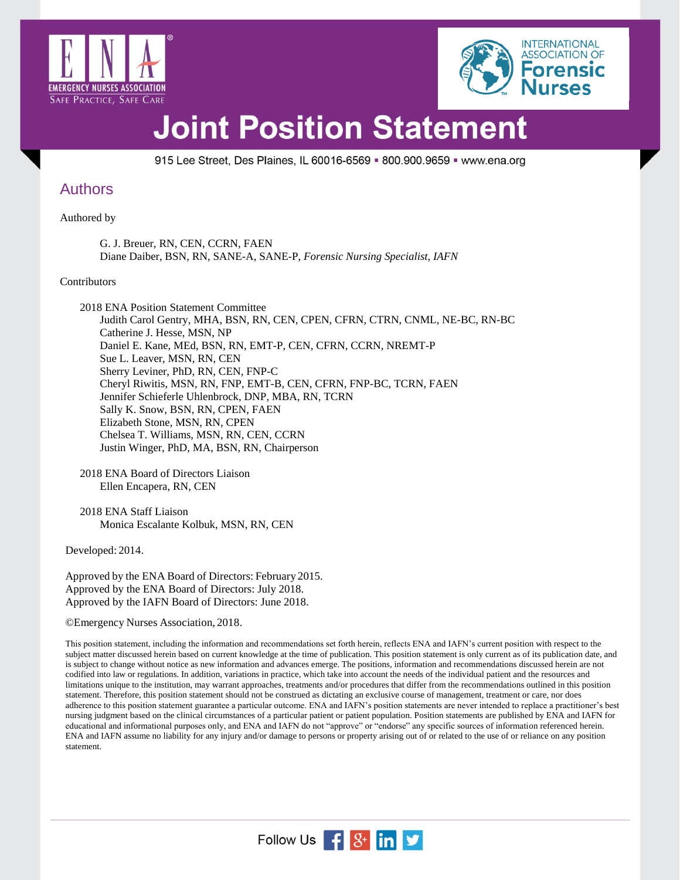# Joint Position Statement

915 Lee Street, Des Plaines, IL 60016-6569 ▪ 800.900.9659 ▪ www.ena.org

## Authors

Authored by

G. J. Breuer, RN, CEN, CCRN, FAEN
Diane Daiber, BSN, RN, SANE-A, SANE-P, *Forensic Nursing Specialist, IAFN*

Contributors

2018 ENA Position Statement Committee
Judith Carol Gentry, MHA, BSN, RN, CEN, CPEN, CFRN, CTRN, CNML, NE-BC, RN-BC
Catherine J. Hesse, MSN, NP
Daniel E. Kane, MEd, BSN, RN, EMT-P, CEN, CFRN, CCRN, NREMT-P
Sue L. Leaver, MSN, RN, CEN
Sherry Leviner, PhD, RN, CEN, FNP-C
Cheryl Riwitis, MSN, RN, FNP, EMT-B, CEN, CFRN, FNP-BC, TCRN, FAEN
Jennifer Schieferle Uhlenbrock, DNP, MBA, RN, TCRN
Sally K. Snow, BSN, RN, CPEN, FAEN
Elizabeth Stone, MSN, RN, CPEN
Chelsea T. Williams, MSN, RN, CEN, CCRN
Justin Winger, PhD, MA, BSN, RN, Chairperson

2018 ENA Board of Directors Liaison
Ellen Encapera, RN, CEN

2018 ENA Staff Liaison
Monica Escalante Kolbuk, MSN, RN, CEN

Developed: 2014.

Approved by the ENA Board of Directors: February 2015.
Approved by the ENA Board of Directors: July 2018.
Approved by the IAFN Board of Directors: June 2018.

©Emergency Nurses Association, 2018.

This position statement, including the information and recommendations set forth herein, reflects ENA and IAFN's current position with respect to the subject matter discussed herein based on current knowledge at the time of publication. This position statement is only current as of its publication date, and is subject to change without notice as new information and advances emerge. The positions, information and recommendations discussed herein are not codified into law or regulations. In addition, variations in practice, which take into account the needs of the individual patient and the resources and limitations unique to the institution, may warrant approaches, treatments and/or procedures that differ from the recommendations outlined in this position statement. Therefore, this position statement should not be construed as dictating an exclusive course of management, treatment or care, nor does adherence to this position statement guarantee a particular outcome. ENA and IAFN's position statements are never intended to replace a practitioner's best nursing judgment based on the clinical circumstances of a particular patient or patient population. Position statements are published by ENA and IAFN for educational and informational purposes only, and ENA and IAFN do not "approve" or "endorse" any specific sources of information referenced herein. ENA and IAFN assume no liability for any injury and/or damage to persons or property arising out of or related to the use of or reliance on any position statement.

Follow Us